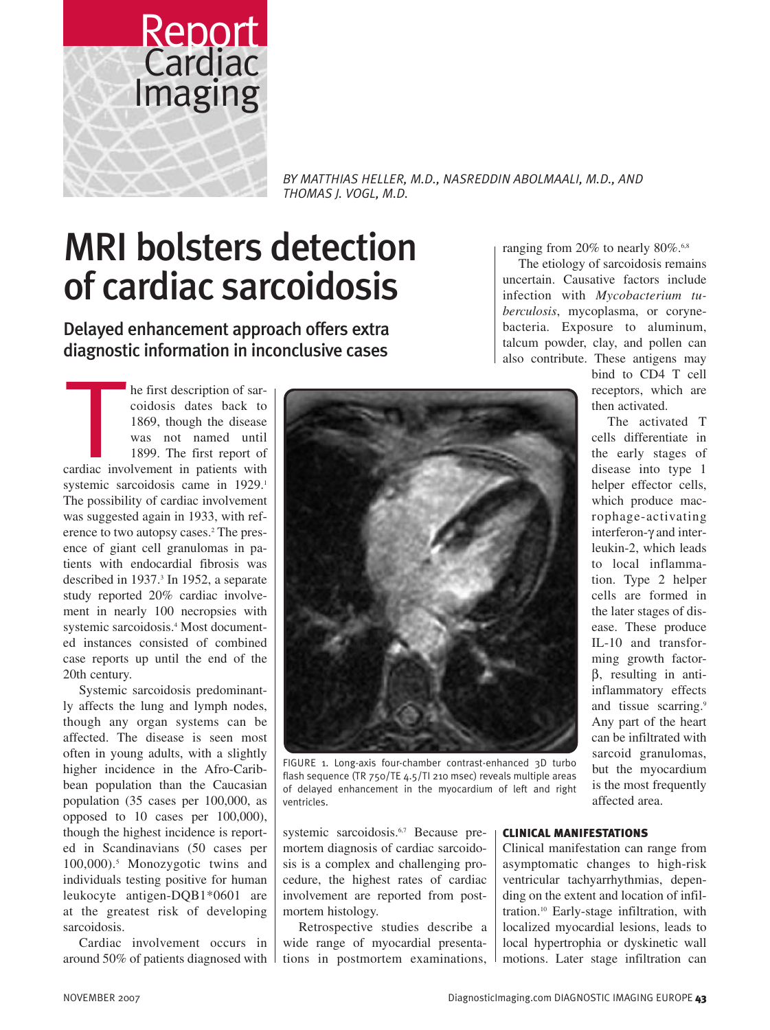Report
Cardiac
Imaging

BY MATTHIAS HELLER, M.D., NASREDDIN ABOLMAALI, M.D., AND THOMAS J. VOGL, M.D.

# MRI bolsters detection of cardiac sarcoidosis

## Delayed enhancement approach offers extra diagnostic information in inconclusive cases

The first description of sarcoidosis dates back to 1869, though the disease was not named until 1899. The first report of cardiac involvement in patients with systemic sarcoidosis came in 1929.[1] The possibility of cardiac involvement was suggested again in 1933, with reference to two autopsy cases.[2] The presence of giant cell granulomas in patients with endocardial fibrosis was described in 1937.[3] In 1952, a separate study reported 20% cardiac involvement in nearly 100 necropsies with systemic sarcoidosis.[4] Most documented instances consisted of combined case reports up until the end of the 20th century.

Systemic sarcoidosis predominantly affects the lung and lymph nodes, though any organ systems can be affected. The disease is seen most often in young adults, with a slightly higher incidence in the Afro-Caribbean population than the Caucasian population (35 cases per 100,000, as opposed to 10 cases per 100,000), though the highest incidence is reported in Scandinavians (50 cases per 100,000).[5] Monozygotic twins and individuals testing positive for human leukocyte antigen-DQB1*0601 are at the greatest risk of developing sarcoidosis.

Cardiac involvement occurs in around 50% of patients diagnosed with systemic sarcoidosis.[6,7] Because premortem diagnosis of cardiac sarcoidosis is a complex and challenging procedure, the highest rates of cardiac involvement are reported from postmortem histology.

FIGURE 1. Long-axis four-chamber contrast-enhanced 3D turbo flash sequence (TR 750/TE 4.5/TI 210 msec) reveals multiple areas of delayed enhancement in the myocardium of left and right ventricles.

Retrospective studies describe a wide range of myocardial presentations in postmortem examinations, ranging from 20% to nearly 80%.[6,8]

The etiology of sarcoidosis remains uncertain. Causative factors include infection with *Mycobacterium tuberculosis*, mycoplasma, or corynebacteria. Exposure to aluminum, talcum powder, clay, and pollen can also contribute. These antigens may bind to CD4 T cell receptors, which are then activated.

The activated T cells differentiate in the early stages of disease into type 1 helper effector cells, which produce macrophage-activating interferon-γ and interleukin-2, which leads to local inflammation. Type 2 helper cells are formed in the later stages of disease. These produce IL-10 and transforming growth factor-β, resulting in anti-inflammatory effects and tissue scarring.[9] Any part of the heart can be infiltrated with sarcoid granulomas, but the myocardium is the most frequently affected area.

### CLINICAL MANIFESTATIONS

Clinical manifestation can range from asymptomatic changes to high-risk ventricular tachyarrhythmias, depending on the extent and location of infiltration.[10] Early-stage infiltration, with localized myocardial lesions, leads to local hypertrophia or dyskinetic wall motions. Later stage infiltration can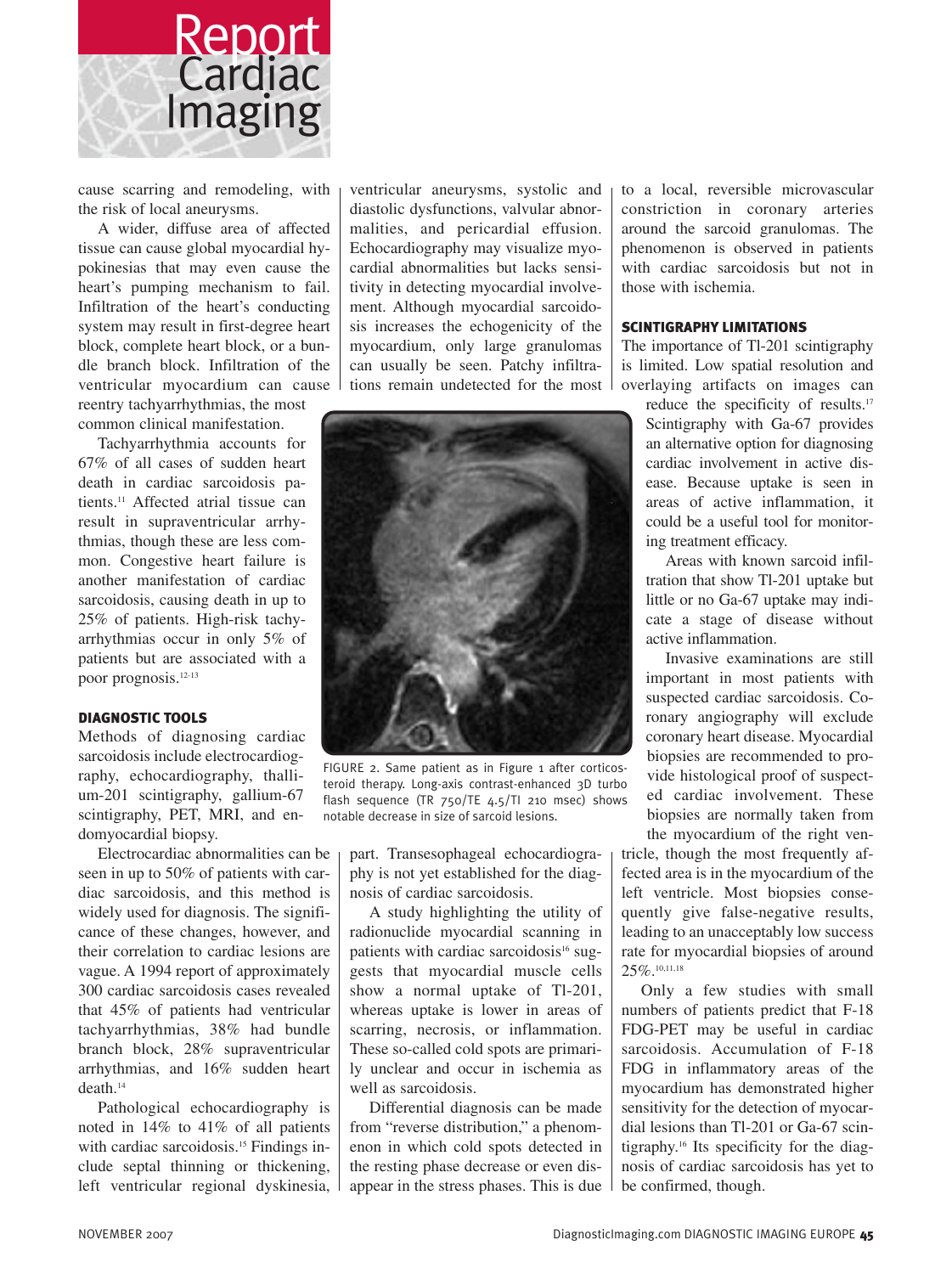cause scarring and remodeling, with the risk of local aneurysms.

A wider, diffuse area of affected tissue can cause global myocardial hypokinesias that may even cause the heart's pumping mechanism to fail. Infiltration of the heart's conducting system may result in first-degree heart block, complete heart block, or a bundle branch block. Infiltration of the ventricular myocardium can cause reentry tachyarrhythmias, the most common clinical manifestation.

Tachyarrhythmia accounts for 67% of all cases of sudden heart death in cardiac sarcoidosis patients.[11] Affected atrial tissue can result in supraventricular arrhythmias, though these are less common. Congestive heart failure is another manifestation of cardiac sarcoidosis, causing death in up to 25% of patients. High-risk tachyarrhythmias occur in only 5% of patients but are associated with a poor prognosis.[12-13]

## DIAGNOSTIC TOOLS

Methods of diagnosing cardiac sarcoidosis include electrocardiography, echocardiography, thallium-201 scintigraphy, gallium-67 scintigraphy, PET, MRI, and endomyocardial biopsy.

Electrocardiac abnormalities can be seen in up to 50% of patients with cardiac sarcoidosis, and this method is widely used for diagnosis. The significance of these changes, however, and their correlation to cardiac lesions are vague. A 1994 report of approximately 300 cardiac sarcoidosis cases revealed that 45% of patients had ventricular tachyarrhythmias, 38% had bundle branch block, 28% supraventricular arrhythmias, and 16% sudden heart death.[14]

Pathological echocardiography is noted in 14% to 41% of all patients with cardiac sarcoidosis.[15] Findings include septal thinning or thickening, left ventricular regional dyskinesia, ventricular aneurysms, systolic and diastolic dysfunctions, valvular abnormalities, and pericardial effusion. Echocardiography may visualize myocardial abnormalities but lacks sensitivity in detecting myocardial involvement. Although myocardial sarcoidosis increases the echogenicity of the myocardium, only large granulomas can usually be seen. Patchy infiltrations remain undetected for the most part. Transesophageal echocardiography is not yet established for the diagnosis of cardiac sarcoidosis.

FIGURE 2. Same patient as in Figure 1 after corticosteroid therapy. Long-axis contrast-enhanced 3D turbo flash sequence (TR 750/TE 4.5/TI 210 msec) shows notable decrease in size of sarcoid lesions.

A study highlighting the utility of radionuclide myocardial scanning in patients with cardiac sarcoidosis[16] suggests that myocardial muscle cells show a normal uptake of Tl-201, whereas uptake is lower in areas of scarring, necrosis, or inflammation. These so-called cold spots are primarily unclear and occur in ischemia as well as sarcoidosis.

Differential diagnosis can be made from "reverse distribution," a phenomenon in which cold spots detected in the resting phase decrease or even disappear in the stress phases. This is due to a local, reversible microvascular constriction in coronary arteries around the sarcoid granulomas. The phenomenon is observed in patients with cardiac sarcoidosis but not in those with ischemia.

## SCINTIGRAPHY LIMITATIONS

The importance of Tl-201 scintigraphy is limited. Low spatial resolution and overlaying artifacts on images can reduce the specificity of results.[17] Scintigraphy with Ga-67 provides an alternative option for diagnosing cardiac involvement in active disease. Because uptake is seen in areas of active inflammation, it could be a useful tool for monitoring treatment efficacy.

Areas with known sarcoid infiltration that show Tl-201 uptake but little or no Ga-67 uptake may indicate a stage of disease without active inflammation.

Invasive examinations are still important in most patients with suspected cardiac sarcoidosis. Coronary angiography will exclude coronary heart disease. Myocardial biopsies are recommended to provide histological proof of suspected cardiac involvement. These biopsies are normally taken from the myocardium of the right ventricle, though the most frequently affected area is in the myocardium of the left ventricle. Most biopsies consequently give false-negative results, leading to an unacceptably low success rate for myocardial biopsies of around 25%.[10,11,18]

Only a few studies with small numbers of patients predict that F-18 FDG-PET may be useful in cardiac sarcoidosis. Accumulation of F-18 FDG in inflammatory areas of the myocardium has demonstrated higher sensitivity for the detection of myocardial lesions than Tl-201 or Ga-67 scintigraphy.[16] Its specificity for the diagnosis of cardiac sarcoidosis has yet to be confirmed, though.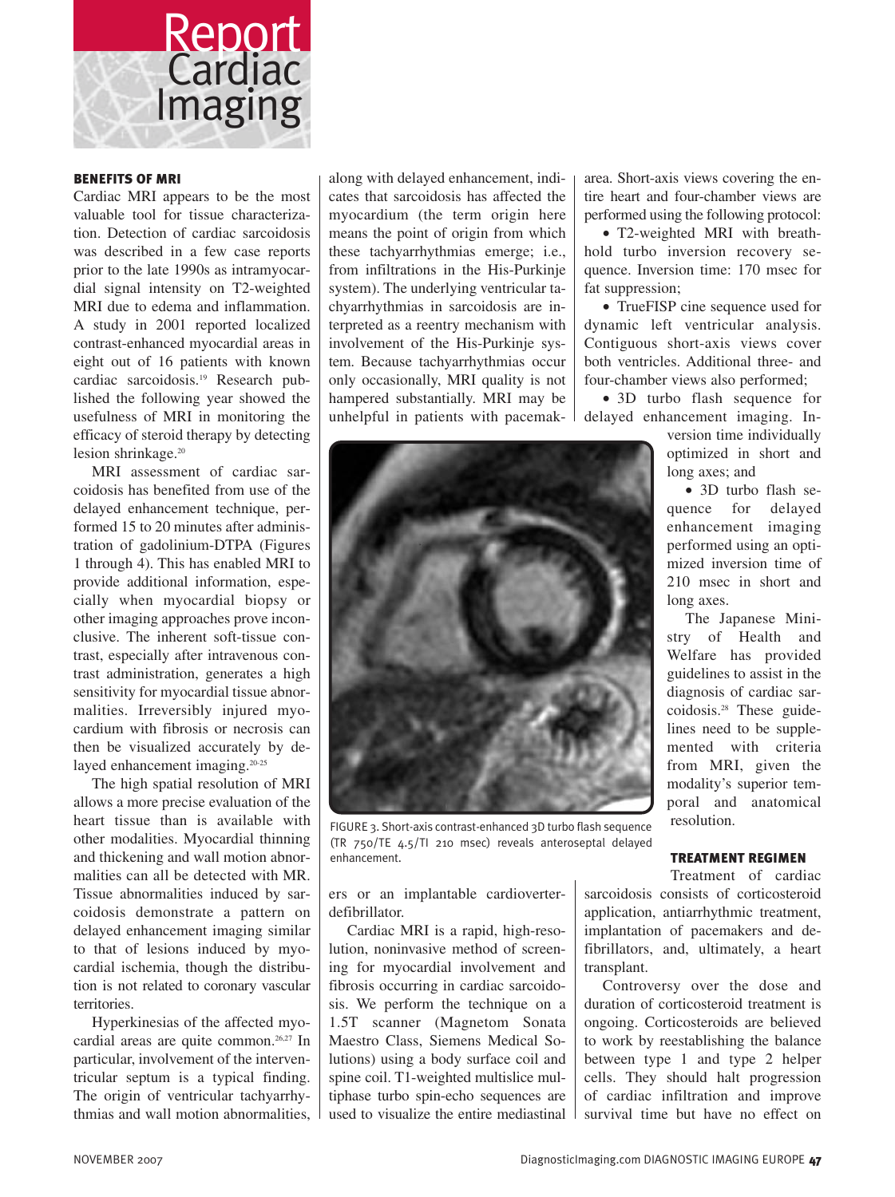## BENEFITS OF MRI

Cardiac MRI appears to be the most valuable tool for tissue characterization. Detection of cardiac sarcoidosis was described in a few case reports prior to the late 1990s as intramyocardial signal intensity on T2-weighted MRI due to edema and inflammation. A study in 2001 reported localized contrast-enhanced myocardial areas in eight out of 16 patients with known cardiac sarcoidosis.[19] Research published the following year showed the usefulness of MRI in monitoring the efficacy of steroid therapy by detecting lesion shrinkage.[20]

MRI assessment of cardiac sarcoidosis has benefited from use of the delayed enhancement technique, performed 15 to 20 minutes after administration of gadolinium-DTPA (Figures 1 through 4). This has enabled MRI to provide additional information, especially when myocardial biopsy or other imaging approaches prove inconclusive. The inherent soft-tissue contrast, especially after intravenous contrast administration, generates a high sensitivity for myocardial tissue abnormalities. Irreversibly injured myocardium with fibrosis or necrosis can then be visualized accurately by delayed enhancement imaging.[20-25]

The high spatial resolution of MRI allows a more precise evaluation of the heart tissue than is available with other modalities. Myocardial thinning and thickening and wall motion abnormalities can all be detected with MR. Tissue abnormalities induced by sarcoidosis demonstrate a pattern on delayed enhancement imaging similar to that of lesions induced by myocardial ischemia, though the distribution is not related to coronary vascular territories.

Hyperkinesias of the affected myocardial areas are quite common.[26,27] In particular, involvement of the interventricular septum is a typical finding. The origin of ventricular tachyarrhythmias and wall motion abnormalities, along with delayed enhancement, indicates that sarcoidosis has affected the myocardium (the term origin here means the point of origin from which these tachyarrhythmias emerge; i.e., from infiltrations in the His-Purkinje system). The underlying ventricular tachyarrhythmias in sarcoidosis are interpreted as a reentry mechanism with involvement of the His-Purkinje system. Because tachyarrhythmias occur only occasionally, MRI quality is not hampered substantially. MRI may be unhelpful in patients with pacemakers or an implantable cardioverter-defibrillator.

FIGURE 3. Short-axis contrast-enhanced 3D turbo flash sequence (TR 750/TE 4.5/TI 210 msec) reveals anteroseptal delayed enhancement.

Cardiac MRI is a rapid, high-resolution, noninvasive method of screening for myocardial involvement and fibrosis occurring in cardiac sarcoidosis. We perform the technique on a 1.5T scanner (Magnetom Sonata Maestro Class, Siemens Medical Solutions) using a body surface coil and spine coil. T1-weighted multislice multiphase turbo spin-echo sequences are used to visualize the entire mediastinal area. Short-axis views covering the entire heart and four-chamber views are performed using the following protocol:

- T2-weighted MRI with breath-hold turbo inversion recovery sequence. Inversion time: 170 msec for fat suppression;
- TrueFISP cine sequence used for dynamic left ventricular analysis. Contiguous short-axis views cover both ventricles. Additional three- and four-chamber views also performed;
- 3D turbo flash sequence for delayed enhancement imaging. Inversion time individually optimized in short and long axes; and
- 3D turbo flash sequence for delayed enhancement imaging performed using an optimized inversion time of 210 msec in short and long axes.

The Japanese Ministry of Health and Welfare has provided guidelines to assist in the diagnosis of cardiac sarcoidosis.[28] These guidelines need to be supplemented with criteria from MRI, given the modality's superior temporal and anatomical resolution.

## TREATMENT REGIMEN

Treatment of cardiac sarcoidosis consists of corticosteroid application, antiarrhythmic treatment, implantation of pacemakers and defibrillators, and, ultimately, a heart transplant.

Controversy over the dose and duration of corticosteroid treatment is ongoing. Corticosteroids are believed to work by reestablishing the balance between type 1 and type 2 helper cells. They should halt progression of cardiac infiltration and improve survival time but have no effect on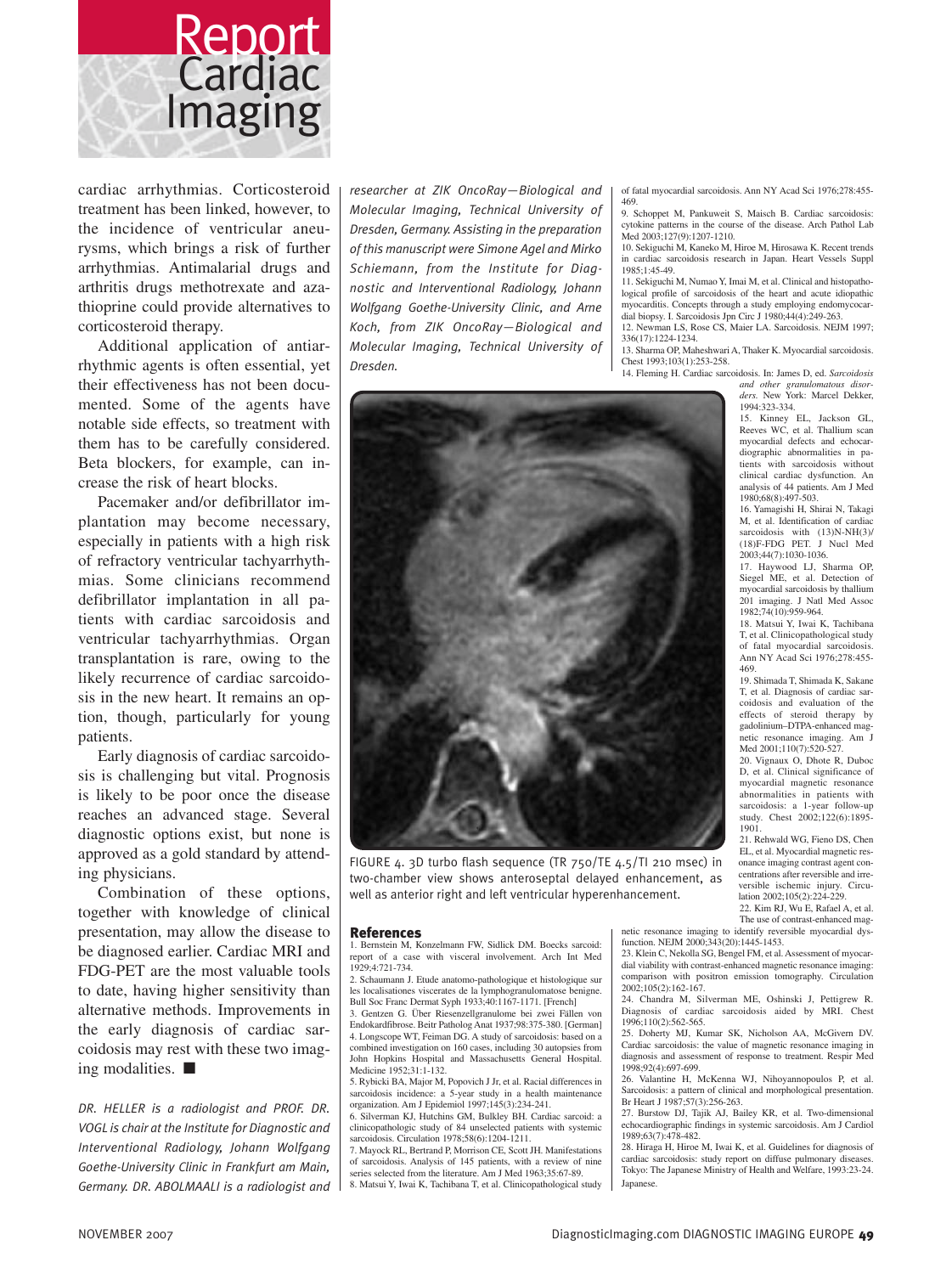cardiac arrhythmias. Corticosteroid treatment has been linked, however, to the incidence of ventricular aneurysms, which brings a risk of further arrhythmias. Antimalarial drugs and arthritis drugs methotrexate and azathioprine could provide alternatives to corticosteroid therapy.

Additional application of antiarrhythmic agents is often essential, yet their effectiveness has not been documented. Some of the agents have notable side effects, so treatment with them has to be carefully considered. Beta blockers, for example, can increase the risk of heart blocks.

Pacemaker and/or defibrillator implantation may become necessary, especially in patients with a high risk of refractory ventricular tachyarrhythmias. Some clinicians recommend defibrillator implantation in all patients with cardiac sarcoidosis and ventricular tachyarrhythmias. Organ transplantation is rare, owing to the likely recurrence of cardiac sarcoidosis in the new heart. It remains an option, though, particularly for young patients.

Early diagnosis of cardiac sarcoidosis is challenging but vital. Prognosis is likely to be poor once the disease reaches an advanced stage. Several diagnostic options exist, but none is approved as a gold standard by attending physicians.

Combination of these options, together with knowledge of clinical presentation, may allow the disease to be diagnosed earlier. Cardiac MRI and FDG-PET are the most valuable tools to date, having higher sensitivity than alternative methods. Improvements in the early diagnosis of cardiac sarcoidosis may rest with these two imaging modalities. ■

*DR. HELLER is a radiologist and PROF. DR. VOGL is chair at the Institute for Diagnostic and Interventional Radiology, Johann Wolfgang Goethe-University Clinic in Frankfurt am Main, Germany. DR. ABOLMAALI is a radiologist and researcher at ZIK OncoRay—Biological and Molecular Imaging, Technical University of Dresden, Germany. Assisting in the preparation of this manuscript were Simone Agel and Mirko Schiemann, from the Institute for Diagnostic and Interventional Radiology, Johann Wolfgang Goethe-University Clinic, and Arne Koch, from ZIK OncoRay—Biological and Molecular Imaging, Technical University of Dresden.*

FIGURE 4. 3D turbo flash sequence (TR 750/TE 4.5/TI 210 msec) in two-chamber view shows anteroseptal delayed enhancement, as well as anterior right and left ventricular hyperenhancement.

## References

1. Bernstein M, Konzelmann FW, Sidlick DM. Boecks sarcoid: report of a case with visceral involvement. Arch Int Med 1929;4:721-734.
2. Schaumann J. Etude anatomo-pathologique et histologique sur les localisationes viscerates de la lymphogranulomatose benigne. Bull Soc Franc Dermat Syph 1933;40:1167-1171. [French]
3. Gentzen G. Über Riesenzellgranulome bei zwei Fällen von Endokardfibrose. Beitr Patholog Anat 1937;98:375-380. [German]
4. Longscope WT, Feiman DG. A study of sarcoidosis: based on a combined investigation on 160 cases, including 30 autopsies from John Hopkins Hospital and Massachusetts General Hospital. Medicine 1952;31:1-132.
5. Rybicki BA, Major M, Popovich J Jr, et al. Racial differences in sarcoidosis incidence: a 5-year study in a health maintenance organization. Am J Epidemiol 1997;145(3):234-241.
6. Silverman KJ, Hutchins GM, Bulkley BH. Cardiac sarcoid: a clinicopathologic study of 84 unselected patients with systemic sarcoidosis. Circulation 1978;58(6):1204-1211.
7. Mayock RL, Bertrand P, Morrison CE, Scott JH. Manifestations of sarcoidosis. Analysis of 145 patients, with a review of nine series selected from the literature. Am J Med 1963;35:67-89.
8. Matsui Y, Iwai K, Tachibana T, et al. Clinicopathological study of fatal myocardial sarcoidosis. Ann NY Acad Sci 1976;278:455-469.
9. Schoppet M, Pankuweit S, Maisch B. Cardiac sarcoidosis: cytokine patterns in the course of the disease. Arch Pathol Lab Med 2003;127(9):1207-1210.
10. Sekiguchi M, Kaneko M, Hiroe M, Hirosawa K. Recent trends in cardiac sarcoidosis research in Japan. Heart Vessels Suppl 1985;1:45-49.
11. Sekiguchi M, Numao Y, Imai M, et al. Clinical and histopathological profile of sarcoidosis of the heart and acute idiopathic myocarditis. Concepts through a study employing endomyocardial biopsy. I. Sarcoidosis Jpn Circ J 1980;44(4):249-263.
12. Newman LS, Rose CS, Maier LA. Sarcoidosis. NEJM 1997;336(17):1224-1234.
13. Sharma OP, Maheshwari A, Thaker K. Myocardial sarcoidosis. Chest 1993;103(1):253-258.
14. Fleming H. Cardiac sarcoidosis. In: James D, ed. *Sarcoidosis and other granulomatous disorders.* New York: Marcel Dekker, 1994:323-334.
15. Kinney EL, Jackson GL, Reeves WC, et al. Thallium scan myocardial defects and echocardiographic abnormalities in patients with sarcoidosis without clinical cardiac dysfunction. An analysis of 44 patients. Am J Med 1980;68(8):497-503.
16. Yamagishi H, Shirai N, Takagi M, et al. Identification of cardiac sarcoidosis with (13)N-NH(3)/(18)F-FDG PET. J Nucl Med 2003;44(7):1030-1036.
17. Haywood LJ, Sharma OP, Siegel ME, et al. Detection of myocardial sarcoidosis by thallium 201 imaging. J Natl Med Assoc 1982;74(10):959-964.
18. Matsui Y, Iwai K, Tachibana T, et al. Clinicopathological study of fatal myocardial sarcoidosis. Ann NY Acad Sci 1976;278:455-469.
19. Shimada T, Shimada K, Sakane T, et al. Diagnosis of cardiac sarcoidosis and evaluation of the effects of steroid therapy by gadolinium–DTPA-enhanced magnetic resonance imaging. Am J Med 2001;110(7):520-527.
20. Vignaux O, Dhote R, Duboc D, et al. Clinical significance of myocardial magnetic resonance abnormalities in patients with sarcoidosis: a 1-year follow-up study. Chest 2002;122(6):1895-1901.
21. Rehwald WG, Fieno DS, Chen EL, et al. Myocardial magnetic resonance imaging contrast agent concentrations after reversible and irreversible ischemic injury. Circulation 2002;105(2):224-229.
22. Kim RJ, Wu E, Rafael A, et al. The use of contrast-enhanced magnetic resonance imaging to identify reversible myocardial dysfunction. NEJM 2000;343(20):1445-1453.
23. Klein C, Nekolla SG, Bengel FM, et al. Assessment of myocardial viability with contrast-enhanced magnetic resonance imaging: comparison with positron emission tomography. Circulation 2002;105(2):162-167.
24. Chandra M, Silverman ME, Oshinski J, Pettigrew R. Diagnosis of cardiac sarcoidosis aided by MRI. Chest 1996;110(2):562-565.
25. Doherty MJ, Kumar SK, Nicholson AA, McGivern DV. Cardiac sarcoidosis: the value of magnetic resonance imaging in diagnosis and assessment of response to treatment. Respir Med 1998;92(4):697-699.
26. Valantine H, McKenna WJ, Nihoyannopoulos P, et al. Sarcoidosis: a pattern of clinical and morphological presentation. Br Heart J 1987;57(3):256-263.
27. Burstow DJ, Tajik AJ, Bailey KR, et al. Two-dimensional echocardiographic findings in systemic sarcoidosis. Am J Cardiol 1989;63(7):478-482.
28. Hiraga H, Hiroe M, Iwai K, et al. Guidelines for diagnosis of cardiac sarcoidosis: study report on diffuse pulmonary diseases. Tokyo: The Japanese Ministry of Health and Welfare, 1993:23-24. Japanese.